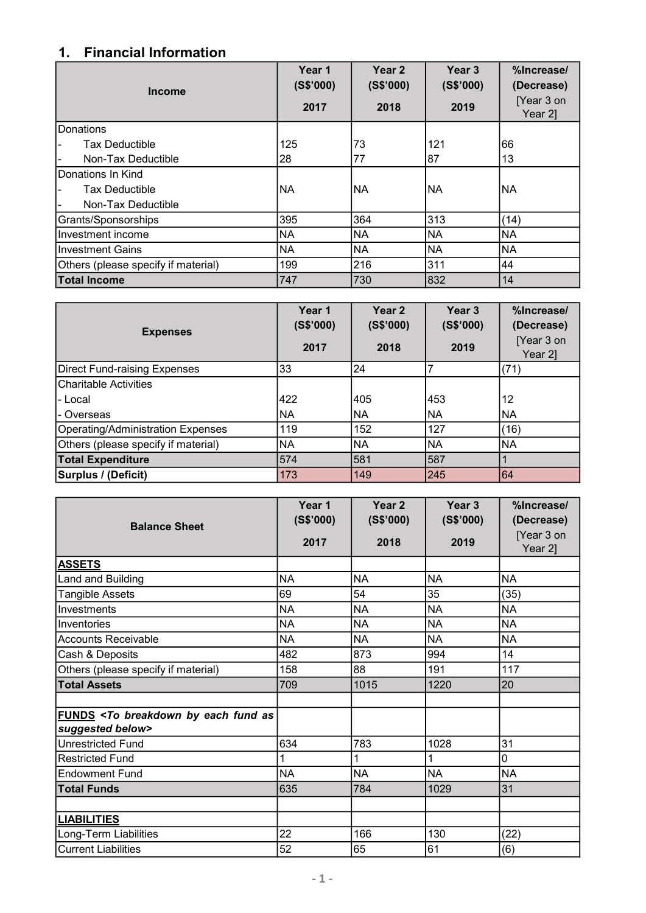## 1. Financial Information

| Income | Year 1 (S$'000) 2017 | Year 2 (S$'000) 2018 | Year 3 (S$'000) 2019 | %Increase/ (Decrease) [Year 3 on Year 2] |
|---|---|---|---|---|
| Donations | | | | |
| - Tax Deductible | 125 | 73 | 121 | 66 |
| - Non-Tax Deductible | 28 | 77 | 87 | 13 |
| Donations In Kind | | | | |
| - Tax Deductible<br>- Non-Tax Deductible | NA | NA | NA | NA |
| Grants/Sponsorships | 395 | 364 | 313 | (14) |
| Investment income | NA | NA | NA | NA |
| Investment Gains | NA | NA | NA | NA |
| Others (please specify if material) | 199 | 216 | 311 | 44 |
| **Total Income** | 747 | 730 | 832 | 14 |

| Expenses | Year 1 (S$'000) 2017 | Year 2 (S$'000) 2018 | Year 3 (S$'000) 2019 | %Increase/ (Decrease) [Year 3 on Year 2] |
|---|---|---|---|---|
| Direct Fund-raising Expenses | 33 | 24 | 7 | (71) |
| Charitable Activities | | | | |
| - Local | 422 | 405 | 453 | 12 |
| - Overseas | NA | NA | NA | NA |
| Operating/Administration Expenses | 119 | 152 | 127 | (16) |
| Others (please specify if material) | NA | NA | NA | NA |
| **Total Expenditure** | 574 | 581 | 587 | 1 |
| **Surplus / (Deficit)** | 173 | 149 | 245 | 64 |

| Balance Sheet | Year 1 (S$'000) 2017 | Year 2 (S$'000) 2018 | Year 3 (S$'000) 2019 | %Increase/ (Decrease) [Year 3 on Year 2] |
|---|---|---|---|---|
| **ASSETS** | | | | |
| Land and Building | NA | NA | NA | NA |
| Tangible Assets | 69 | 54 | 35 | (35) |
| Investments | NA | NA | NA | NA |
| Inventories | NA | NA | NA | NA |
| Accounts Receivable | NA | NA | NA | NA |
| Cash & Deposits | 482 | 873 | 994 | 14 |
| Others (please specify if material) | 158 | 88 | 191 | 117 |
| **Total Assets** | 709 | 1015 | 1220 | 20 |
| | | | | |
| **FUNDS** ***<To breakdown by each fund as suggested below>*** | | | | |
| Unrestricted Fund | 634 | 783 | 1028 | 31 |
| Restricted Fund | 1 | 1 | 1 | 0 |
| Endowment Fund | NA | NA | NA | NA |
| **Total Funds** | 635 | 784 | 1029 | 31 |
| | | | | |
| **LIABILITIES** | | | | |
| Long-Term Liabilities | 22 | 166 | 130 | (22) |
| Current Liabilities | 52 | 65 | 61 | (6) |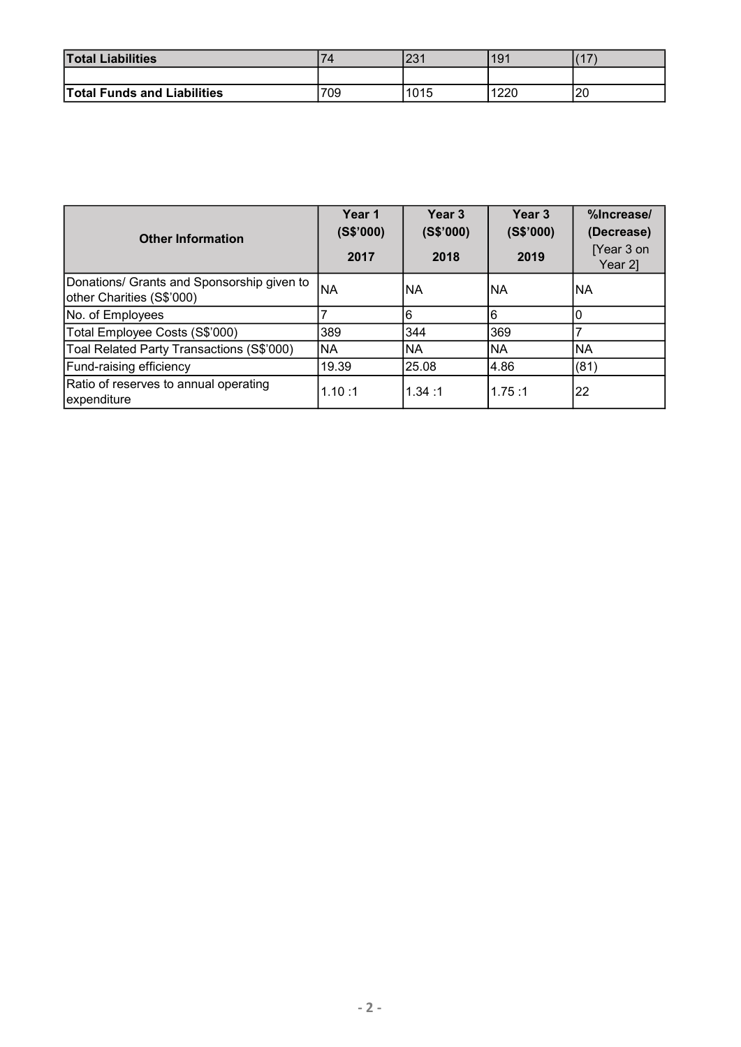| Total Liabilities | 74 | 231 | 191 | (17) |
|---|---|---|---|---|
| | | | | |
| **Total Funds and Liabilities** | 709 | 1015 | 1220 | 20 |

| Other Information | Year 1 (S$'000) 2017 | Year 3 (S$'000) 2018 | Year 3 (S$'000) 2019 | %Increase/ (Decrease) [Year 3 on Year 2] |
|---|---|---|---|---|
| Donations/ Grants and Sponsorship given to other Charities (S$'000) | NA | NA | NA | NA |
| No. of Employees | 7 | 6 | 6 | 0 |
| Total Employee Costs (S$'000) | 389 | 344 | 369 | 7 |
| Toal Related Party Transactions (S$'000) | NA | NA | NA | NA |
| Fund-raising efficiency | 19.39 | 25.08 | 4.86 | (81) |
| Ratio of reserves to annual operating expenditure | 1.10 :1 | 1.34 :1 | 1.75 :1 | 22 |